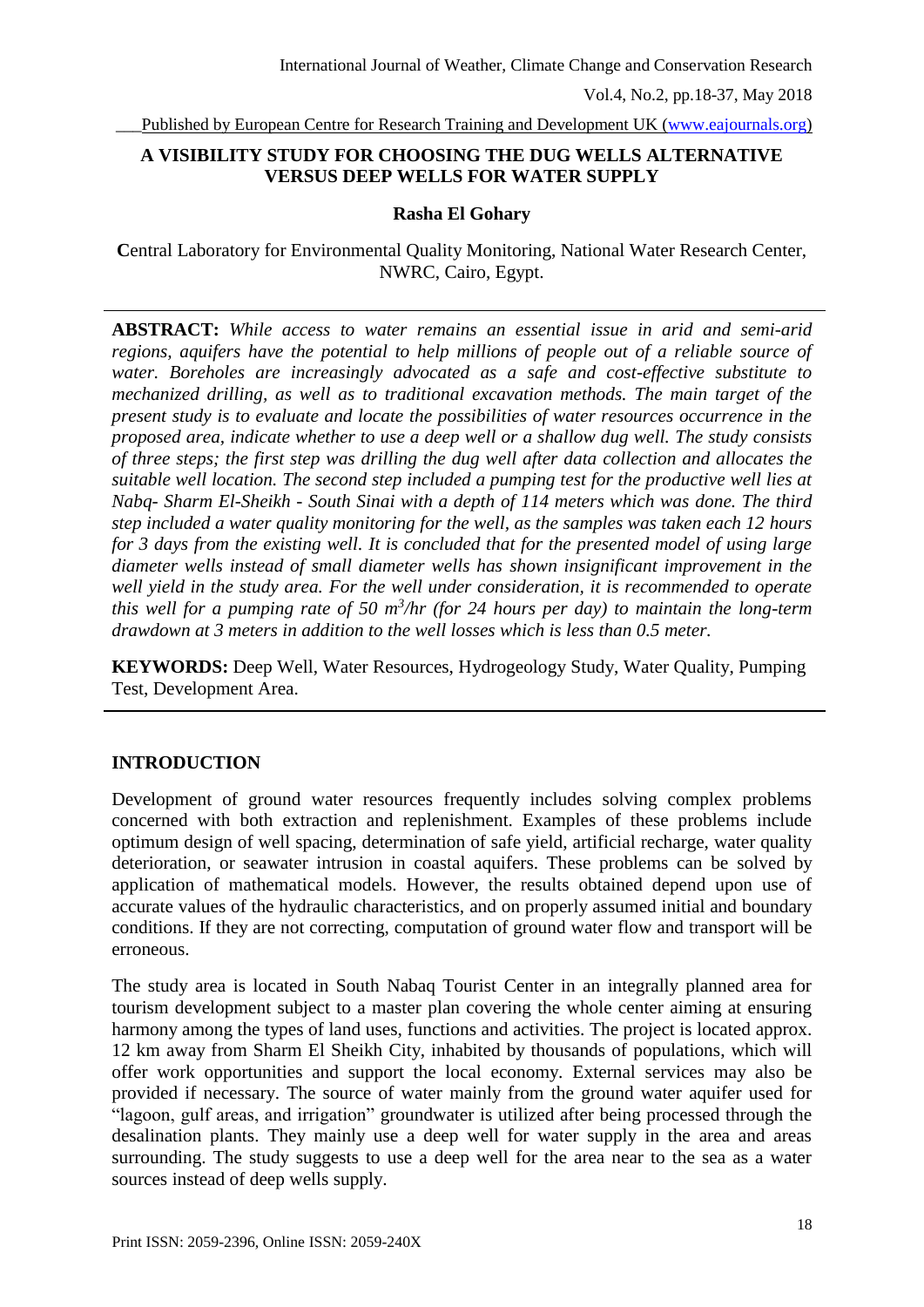# A VISIBILITY STUDY FOR CHOOSING THE DUG WELLS ALTERNATIVE VERSUS DEEP WELLS FOR WATER SUPPLY

**Rasha El Gohary**

Central Laboratory for Environmental Quality Monitoring, National Water Research Center, NWRC, Cairo, Egypt.

---

**ABSTRACT:** *While access to water remains an essential issue in arid and semi-arid regions, aquifers have the potential to help millions of people out of a reliable source of water. Boreholes are increasingly advocated as a safe and cost-effective substitute to mechanized drilling, as well as to traditional excavation methods. The main target of the present study is to evaluate and locate the possibilities of water resources occurrence in the proposed area, indicate whether to use a deep well or a shallow dug well. The study consists of three steps; the first step was drilling the dug well after data collection and allocates the suitable well location. The second step included a pumping test for the productive well lies at Nabq- Sharm El-Sheikh - South Sinai with a depth of 114 meters which was done. The third step included a water quality monitoring for the well, as the samples was taken each 12 hours for 3 days from the existing well. It is concluded that for the presented model of using large diameter wells instead of small diameter wells has shown insignificant improvement in the well yield in the study area. For the well under consideration, it is recommended to operate this well for a pumping rate of 50 $m^3$/hr (for 24 hours per day) to maintain the long-term drawdown at 3 meters in addition to the well losses which is less than 0.5 meter.*

**KEYWORDS:** Deep Well, Water Resources, Hydrogeology Study, Water Quality, Pumping Test, Development Area.

---

## INTRODUCTION

Development of ground water resources frequently includes solving complex problems concerned with both extraction and replenishment. Examples of these problems include optimum design of well spacing, determination of safe yield, artificial recharge, water quality deterioration, or seawater intrusion in coastal aquifers. These problems can be solved by application of mathematical models. However, the results obtained depend upon use of accurate values of the hydraulic characteristics, and on properly assumed initial and boundary conditions. If they are not correcting, computation of ground water flow and transport will be erroneous.

The study area is located in South Nabaq Tourist Center in an integrally planned area for tourism development subject to a master plan covering the whole center aiming at ensuring harmony among the types of land uses, functions and activities. The project is located approx. 12 km away from Sharm El Sheikh City, inhabited by thousands of populations, which will offer work opportunities and support the local economy. External services may also be provided if necessary. The source of water mainly from the ground water aquifer used for "lagoon, gulf areas, and irrigation" groundwater is utilized after being processed through the desalination plants. They mainly use a deep well for water supply in the area and areas surrounding. The study suggests to use a deep well for the area near to the sea as a water sources instead of deep wells supply.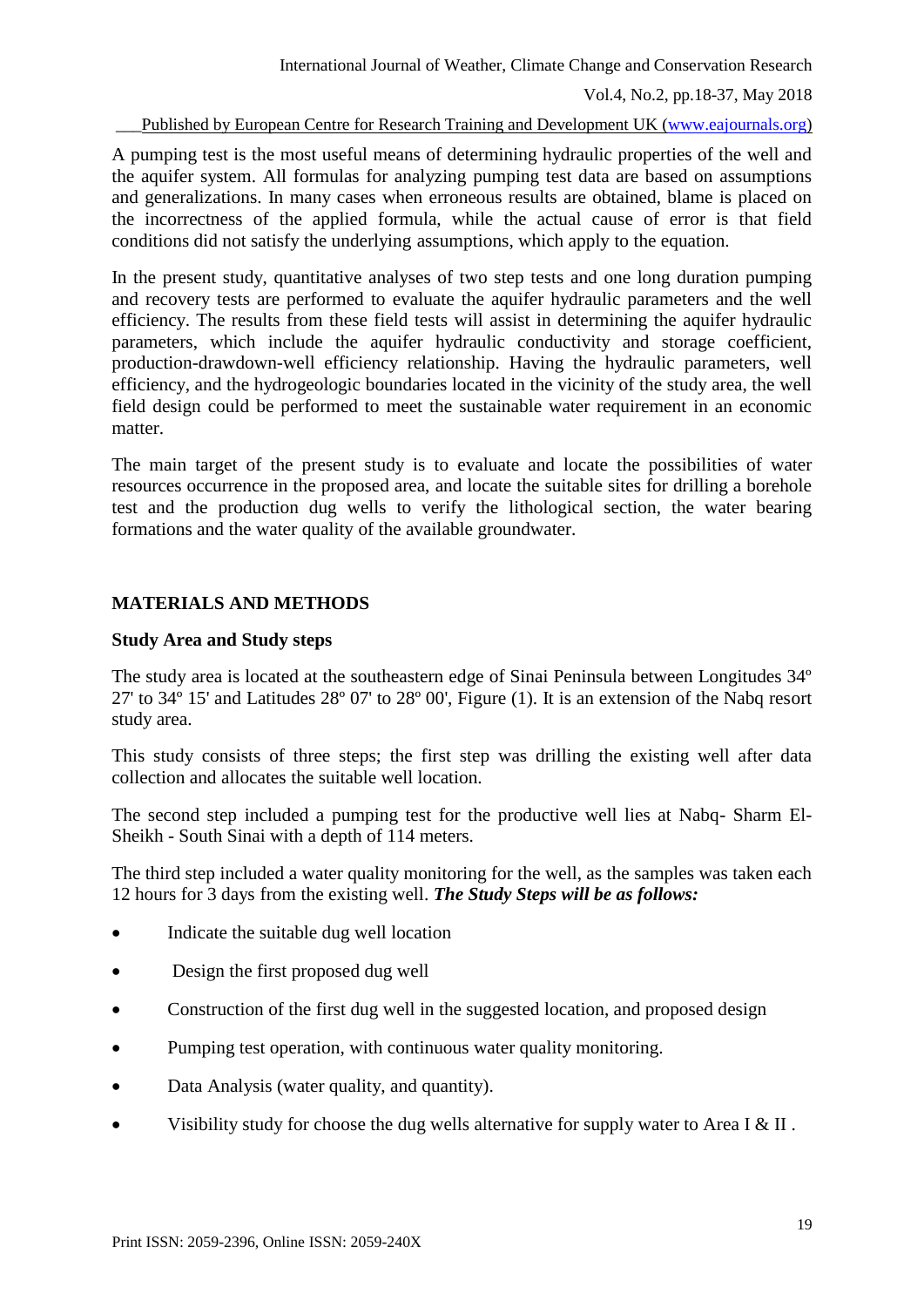A pumping test is the most useful means of determining hydraulic properties of the well and the aquifer system. All formulas for analyzing pumping test data are based on assumptions and generalizations. In many cases when erroneous results are obtained, blame is placed on the incorrectness of the applied formula, while the actual cause of error is that field conditions did not satisfy the underlying assumptions, which apply to the equation.

In the present study, quantitative analyses of two step tests and one long duration pumping and recovery tests are performed to evaluate the aquifer hydraulic parameters and the well efficiency. The results from these field tests will assist in determining the aquifer hydraulic parameters, which include the aquifer hydraulic conductivity and storage coefficient, production-drawdown-well efficiency relationship. Having the hydraulic parameters, well efficiency, and the hydrogeologic boundaries located in the vicinity of the study area, the well field design could be performed to meet the sustainable water requirement in an economic matter.

The main target of the present study is to evaluate and locate the possibilities of water resources occurrence in the proposed area, and locate the suitable sites for drilling a borehole test and the production dug wells to verify the lithological section, the water bearing formations and the water quality of the available groundwater.

## MATERIALS AND METHODS

### Study Area and Study steps

The study area is located at the southeastern edge of Sinai Peninsula between Longitudes 34º 27' to 34º 15' and Latitudes 28º 07' to 28º 00', Figure (1). It is an extension of the Nabq resort study area.

This study consists of three steps; the first step was drilling the existing well after data collection and allocates the suitable well location.

The second step included a pumping test for the productive well lies at Nabq- Sharm El-Sheikh - South Sinai with a depth of 114 meters.

The third step included a water quality monitoring for the well, as the samples was taken each 12 hours for 3 days from the existing well. ***The Study Steps will be as follows:***

- Indicate the suitable dug well location
- Design the first proposed dug well
- Construction of the first dug well in the suggested location, and proposed design
- Pumping test operation, with continuous water quality monitoring.
- Data Analysis (water quality, and quantity).
- Visibility study for choose the dug wells alternative for supply water to Area I & II .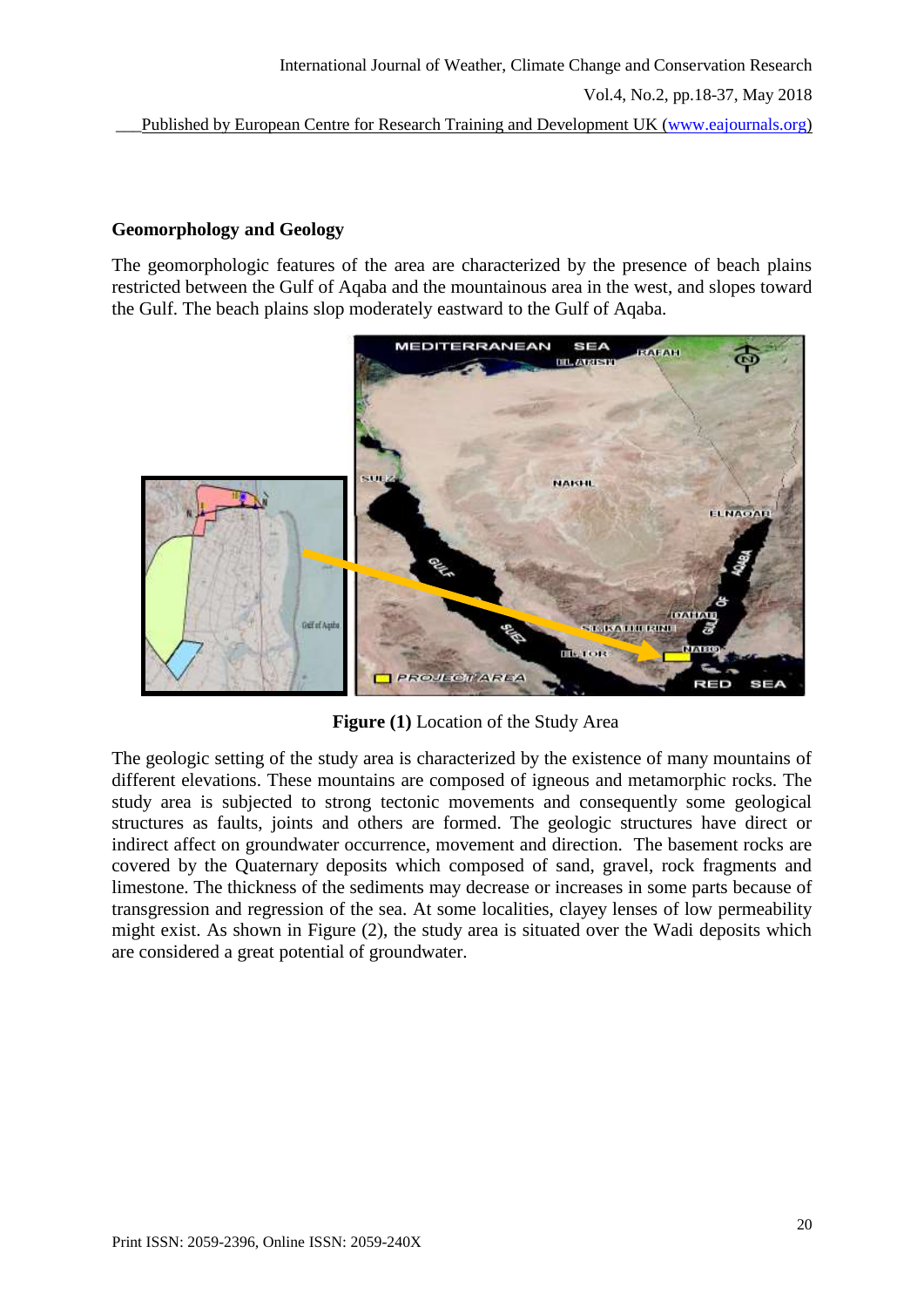## Geomorphology and Geology

The geomorphologic features of the area are characterized by the presence of beach plains restricted between the Gulf of Aqaba and the mountainous area in the west, and slopes toward the Gulf. The beach plains slop moderately eastward to the Gulf of Aqaba.

**Figure (1)** Location of the Study Area

The geologic setting of the study area is characterized by the existence of many mountains of different elevations. These mountains are composed of igneous and metamorphic rocks. The study area is subjected to strong tectonic movements and consequently some geological structures as faults, joints and others are formed. The geologic structures have direct or indirect affect on groundwater occurrence, movement and direction. The basement rocks are covered by the Quaternary deposits which composed of sand, gravel, rock fragments and limestone. The thickness of the sediments may decrease or increases in some parts because of transgression and regression of the sea. At some localities, clayey lenses of low permeability might exist. As shown in Figure (2), the study area is situated over the Wadi deposits which are considered a great potential of groundwater.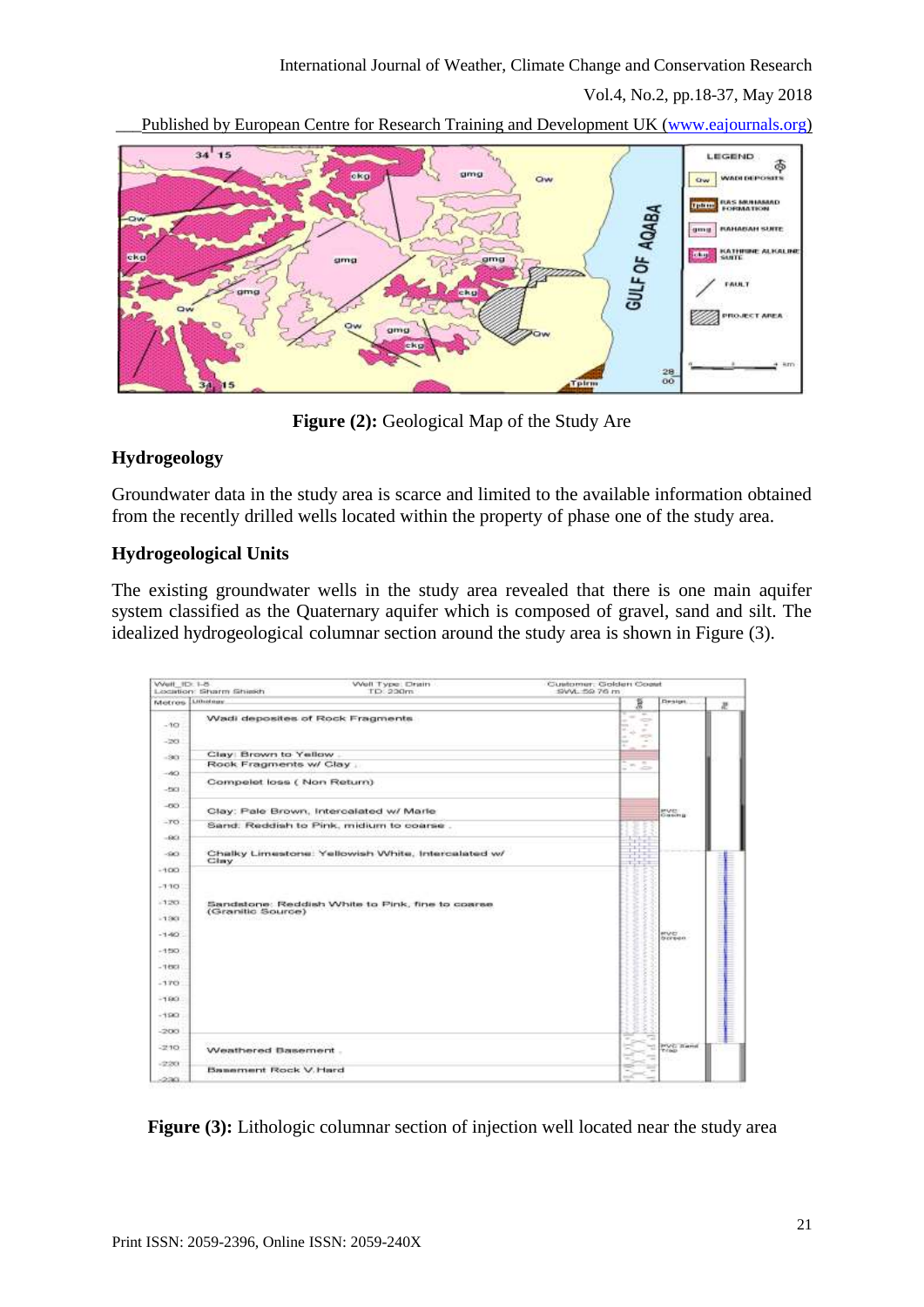Figure (2): Geological Map of the Study Are

### Hydrogeology

Groundwater data in the study area is scarce and limited to the available information obtained from the recently drilled wells located within the property of phase one of the study area.

### Hydrogeological Units

The existing groundwater wells in the study area revealed that there is one main aquifer system classified as the Quaternary aquifer which is composed of gravel, sand and silt. The idealized hydrogeological columnar section around the study area is shown in Figure (3).

Figure (3): Lithologic columnar section of injection well located near the study area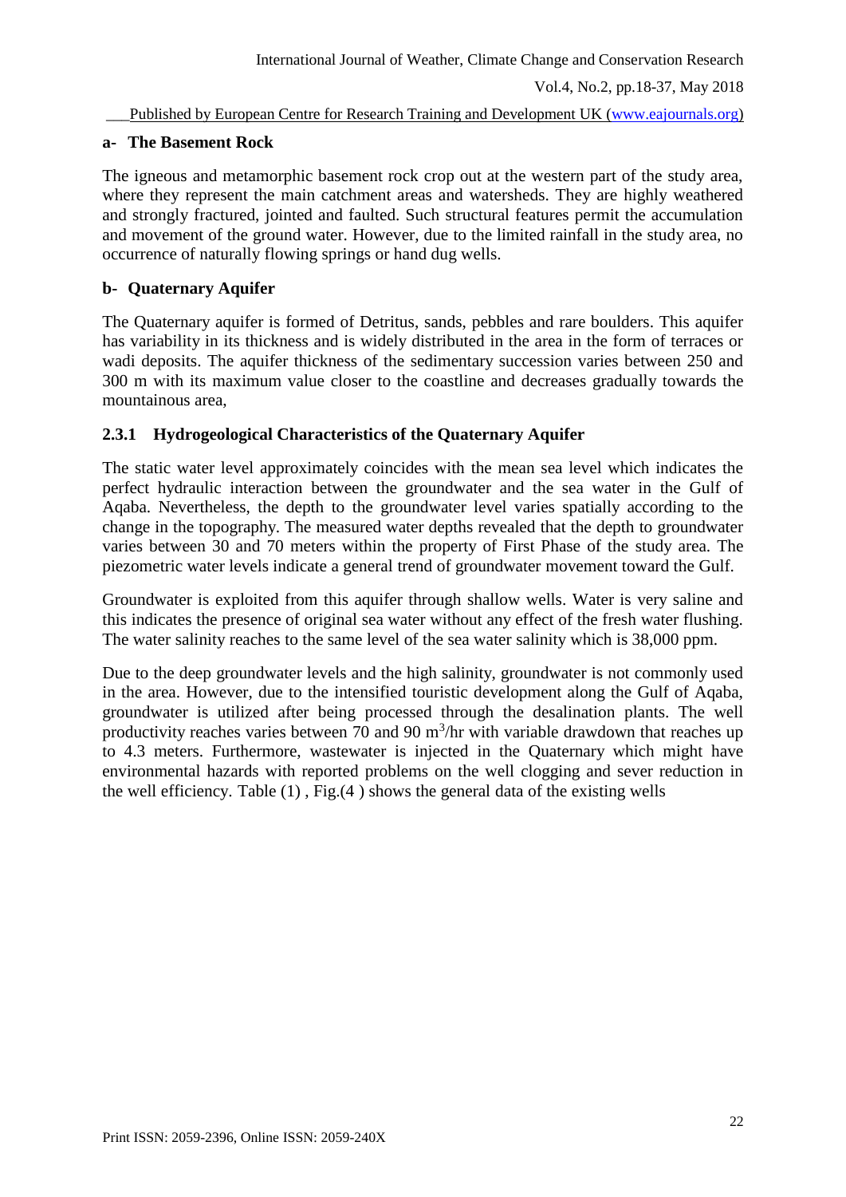**a- The Basement Rock**

The igneous and metamorphic basement rock crop out at the western part of the study area, where they represent the main catchment areas and watersheds. They are highly weathered and strongly fractured, jointed and faulted. Such structural features permit the accumulation and movement of the ground water. However, due to the limited rainfall in the study area, no occurrence of naturally flowing springs or hand dug wells.

**b- Quaternary Aquifer**

The Quaternary aquifer is formed of Detritus, sands, pebbles and rare boulders. This aquifer has variability in its thickness and is widely distributed in the area in the form of terraces or wadi deposits. The aquifer thickness of the sedimentary succession varies between 250 and 300 m with its maximum value closer to the coastline and decreases gradually towards the mountainous area,

### 2.3.1 Hydrogeological Characteristics of the Quaternary Aquifer

The static water level approximately coincides with the mean sea level which indicates the perfect hydraulic interaction between the groundwater and the sea water in the Gulf of Aqaba. Nevertheless, the depth to the groundwater level varies spatially according to the change in the topography. The measured water depths revealed that the depth to groundwater varies between 30 and 70 meters within the property of First Phase of the study area. The piezometric water levels indicate a general trend of groundwater movement toward the Gulf.

Groundwater is exploited from this aquifer through shallow wells. Water is very saline and this indicates the presence of original sea water without any effect of the fresh water flushing. The water salinity reaches to the same level of the sea water salinity which is 38,000 ppm.

Due to the deep groundwater levels and the high salinity, groundwater is not commonly used in the area. However, due to the intensified touristic development along the Gulf of Aqaba, groundwater is utilized after being processed through the desalination plants. The well productivity reaches varies between 70 and 90 $m^3$/hr with variable drawdown that reaches up to 4.3 meters. Furthermore, wastewater is injected in the Quaternary which might have environmental hazards with reported problems on the well clogging and sever reduction in the well efficiency. Table (1) , Fig.(4 ) shows the general data of the existing wells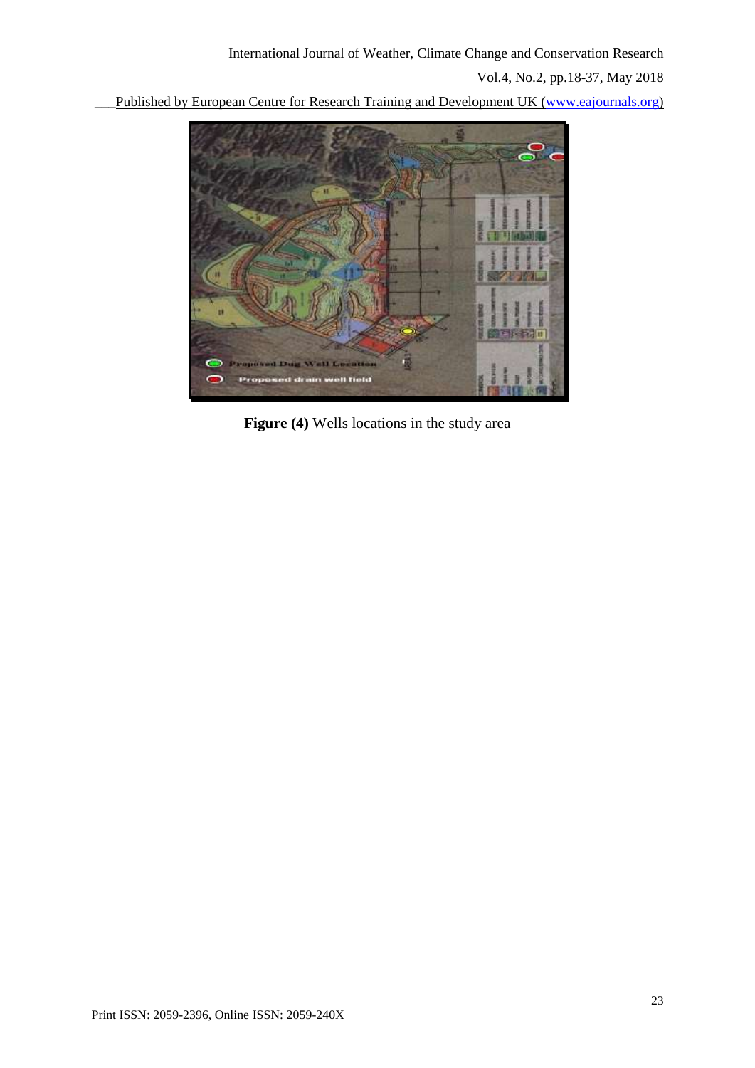**Figure (4)** Wells locations in the study area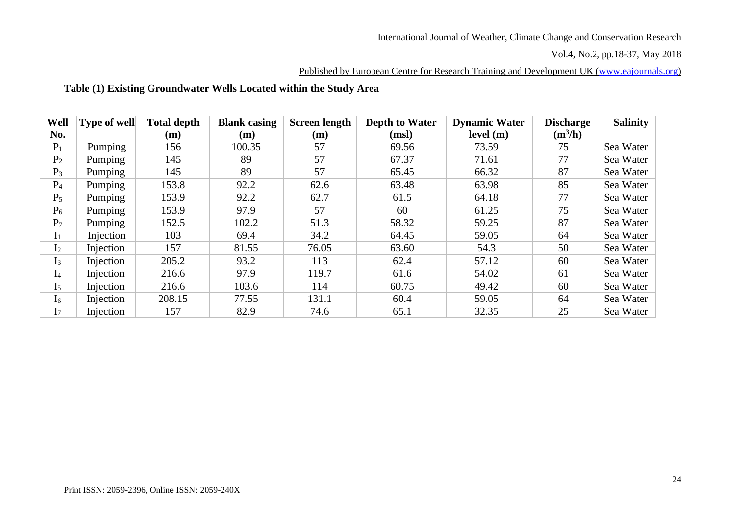**Table (1) Existing Groundwater Wells Located within the Study Area**

| Well No. | Type of well | Total depth (m) | Blank casing (m) | Screen length (m) | Depth to Water (msl) | Dynamic Water level (m) | Discharge ($m^3$/h) | Salinity |
|---|---|---|---|---|---|---|---|---|
| $P_1$ | Pumping | 156 | 100.35 | 57 | 69.56 | 73.59 | 75 | Sea Water |
| $P_2$ | Pumping | 145 | 89 | 57 | 67.37 | 71.61 | 77 | Sea Water |
| $P_3$ | Pumping | 145 | 89 | 57 | 65.45 | 66.32 | 87 | Sea Water |
| $P_4$ | Pumping | 153.8 | 92.2 | 62.6 | 63.48 | 63.98 | 85 | Sea Water |
| $P_5$ | Pumping | 153.9 | 92.2 | 62.7 | 61.5 | 64.18 | 77 | Sea Water |
| $P_6$ | Pumping | 153.9 | 97.9 | 57 | 60 | 61.25 | 75 | Sea Water |
| $P_7$ | Pumping | 152.5 | 102.2 | 51.3 | 58.32 | 59.25 | 87 | Sea Water |
| $I_1$ | Injection | 103 | 69.4 | 34.2 | 64.45 | 59.05 | 64 | Sea Water |
| $I_2$ | Injection | 157 | 81.55 | 76.05 | 63.60 | 54.3 | 50 | Sea Water |
| $I_3$ | Injection | 205.2 | 93.2 | 113 | 62.4 | 57.12 | 60 | Sea Water |
| $I_4$ | Injection | 216.6 | 97.9 | 119.7 | 61.6 | 54.02 | 61 | Sea Water |
| $I_5$ | Injection | 216.6 | 103.6 | 114 | 60.75 | 49.42 | 60 | Sea Water |
| $I_6$ | Injection | 208.15 | 77.55 | 131.1 | 60.4 | 59.05 | 64 | Sea Water |
| $I_7$ | Injection | 157 | 82.9 | 74.6 | 65.1 | 32.35 | 25 | Sea Water |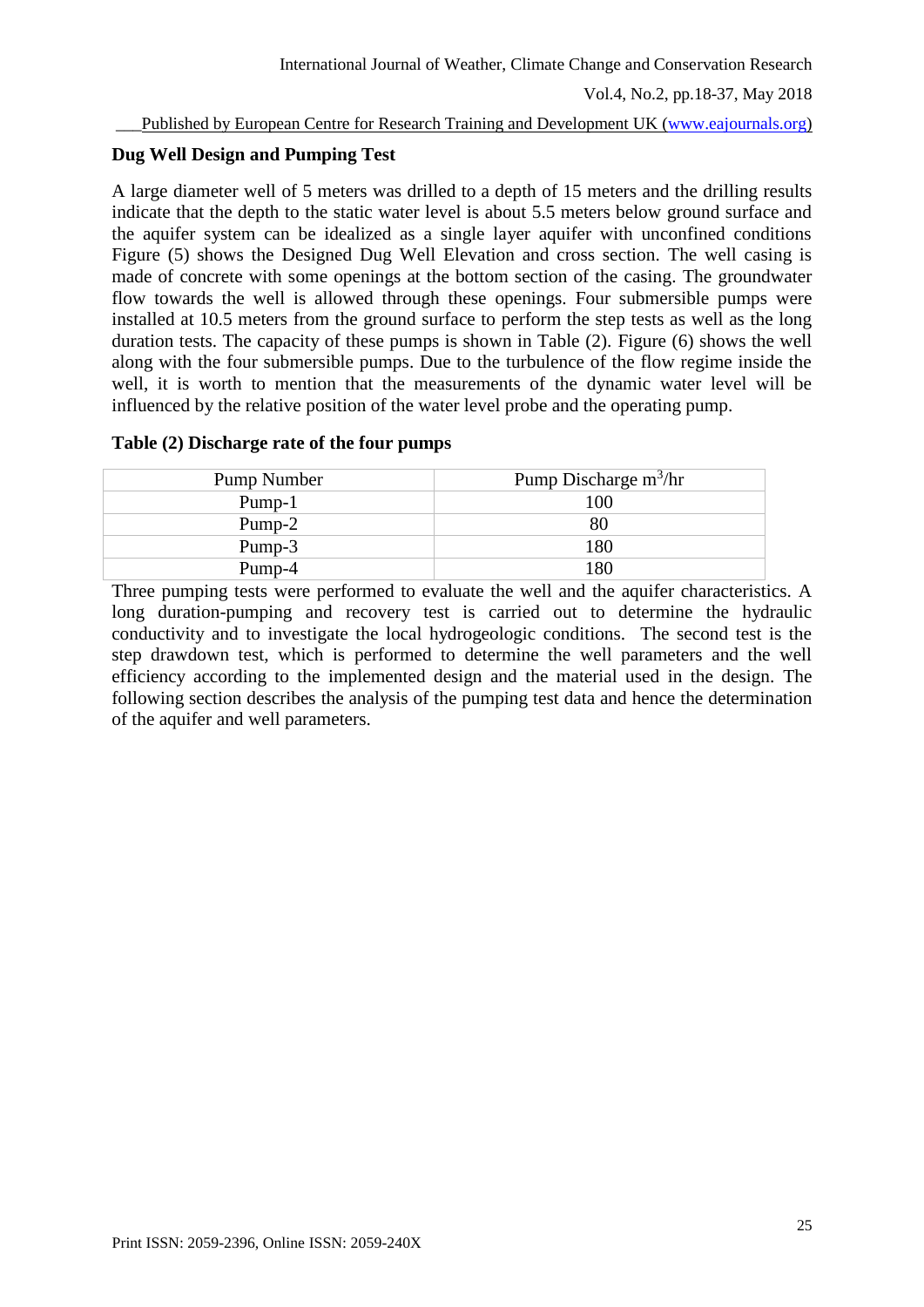### Dug Well Design and Pumping Test

A large diameter well of 5 meters was drilled to a depth of 15 meters and the drilling results indicate that the depth to the static water level is about 5.5 meters below ground surface and the aquifer system can be idealized as a single layer aquifer with unconfined conditions Figure (5) shows the Designed Dug Well Elevation and cross section. The well casing is made of concrete with some openings at the bottom section of the casing. The groundwater flow towards the well is allowed through these openings. Four submersible pumps were installed at 10.5 meters from the ground surface to perform the step tests as well as the long duration tests. The capacity of these pumps is shown in Table (2). Figure (6) shows the well along with the four submersible pumps. Due to the turbulence of the flow regime inside the well, it is worth to mention that the measurements of the dynamic water level will be influenced by the relative position of the water level probe and the operating pump.

**Table (2) Discharge rate of the four pumps**

| Pump Number | Pump Discharge $m^3$/hr |
|---|---|
| Pump-1 | 100 |
| Pump-2 | 80 |
| Pump-3 | 180 |
| Pump-4 | 180 |

Three pumping tests were performed to evaluate the well and the aquifer characteristics. A long duration-pumping and recovery test is carried out to determine the hydraulic conductivity and to investigate the local hydrogeologic conditions. The second test is the step drawdown test, which is performed to determine the well parameters and the well efficiency according to the implemented design and the material used in the design. The following section describes the analysis of the pumping test data and hence the determination of the aquifer and well parameters.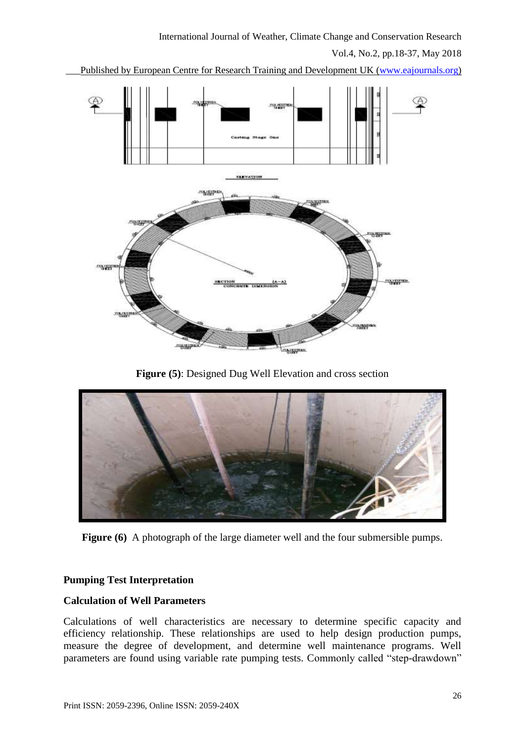**Figure (5)**: Designed Dug Well Elevation and cross section

**Figure (6)** A photograph of the large diameter well and the four submersible pumps.

## Pumping Test Interpretation

### Calculation of Well Parameters

Calculations of well characteristics are necessary to determine specific capacity and efficiency relationship. These relationships are used to help design production pumps, measure the degree of development, and determine well maintenance programs. Well parameters are found using variable rate pumping tests. Commonly called "step-drawdown"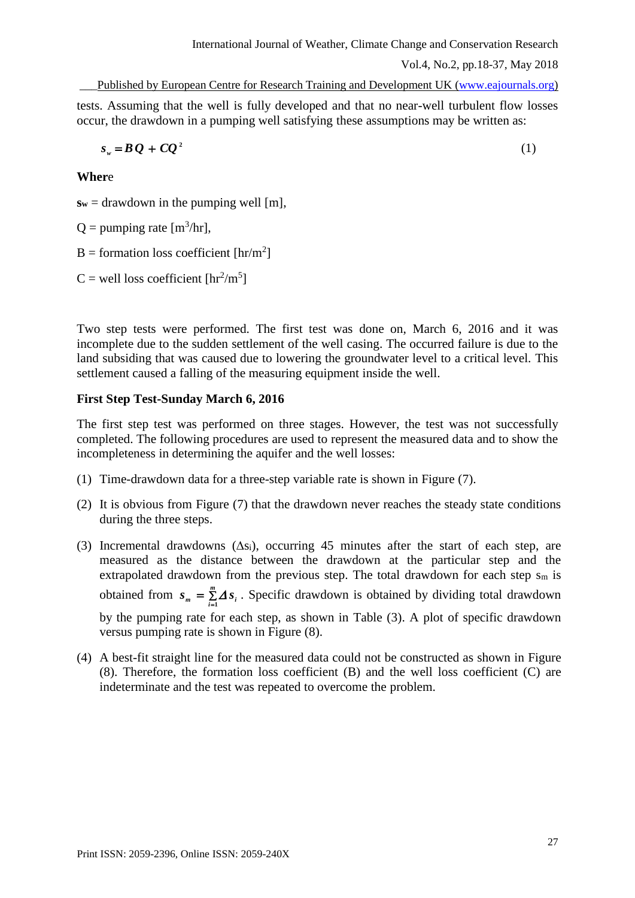tests. Assuming that the well is fully developed and that no near-well turbulent flow losses occur, the drawdown in a pumping well satisfying these assumptions may be written as:

$$s_w = BQ + CQ^2 \tag{1}$$

**Where**

$s_w$ = drawdown in the pumping well [m],

Q = pumping rate [$m^3$/hr],

B = formation loss coefficient [hr/$m^2$]

C = well loss coefficient [$hr^2/m^5$]

Two step tests were performed. The first test was done on, March 6, 2016 and it was incomplete due to the sudden settlement of the well casing. The occurred failure is due to the land subsiding that was caused due to lowering the groundwater level to a critical level. This settlement caused a falling of the measuring equipment inside the well.

**First Step Test-Sunday March 6, 2016**

The first step test was performed on three stages. However, the test was not successfully completed. The following procedures are used to represent the measured data and to show the incompleteness in determining the aquifer and the well losses:

(1) Time-drawdown data for a three-step variable rate is shown in Figure (7).

(2) It is obvious from Figure (7) that the drawdown never reaches the steady state conditions during the three steps.

(3) Incremental drawdowns ($\Delta s_i$), occurring 45 minutes after the start of each step, are measured as the distance between the drawdown at the particular step and the extrapolated drawdown from the previous step. The total drawdown for each step $s_m$ is obtained from $s_m = \sum_{i=1}^{m} \Delta s_i$. Specific drawdown is obtained by dividing total drawdown by the pumping rate for each step, as shown in Table (3). A plot of specific drawdown versus pumping rate is shown in Figure (8).

(4) A best-fit straight line for the measured data could not be constructed as shown in Figure (8). Therefore, the formation loss coefficient (B) and the well loss coefficient (C) are indeterminate and the test was repeated to overcome the problem.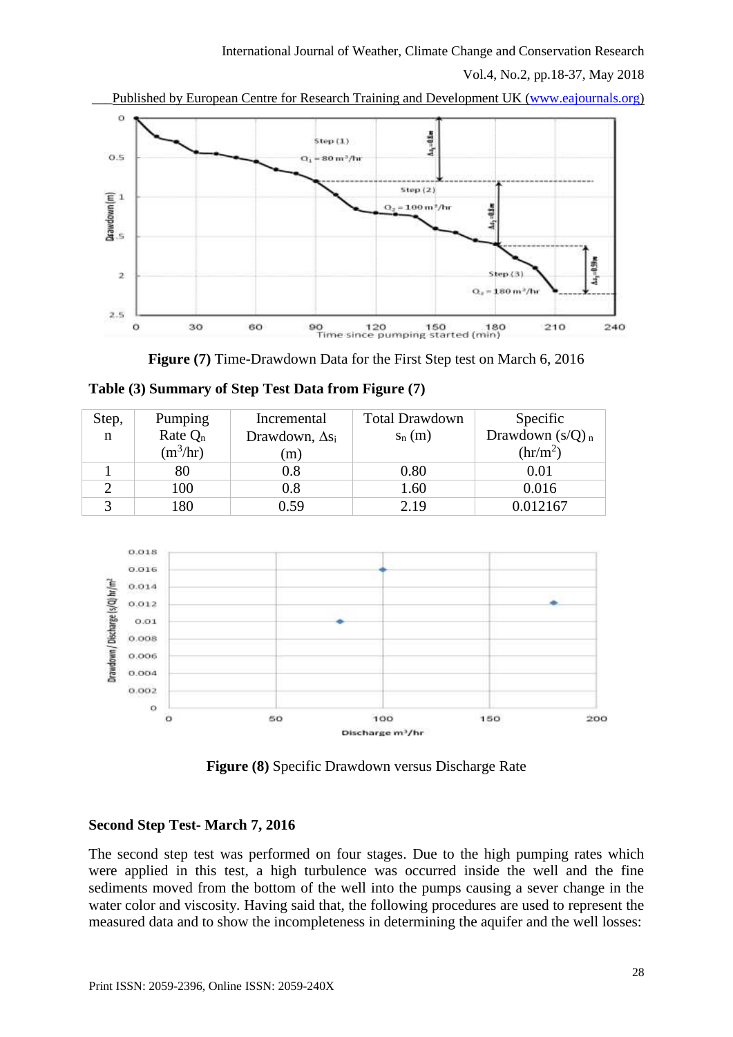**Figure (7)** Time-Drawdown Data for the First Step test on March 6, 2016

**Table (3) Summary of Step Test Data from Figure (7)**

| Step, n | Pumping Rate $Q_n$ ($m^3/hr$) | Incremental Drawdown, $\Delta s_i$ (m) | Total Drawdown $s_n$ (m) | Specific Drawdown $(s/Q)_n$ ($hr/m^2$) |
|---|---|---|---|---|
| 1 | 80 | 0.8 | 0.80 | 0.01 |
| 2 | 100 | 0.8 | 1.60 | 0.016 |
| 3 | 180 | 0.59 | 2.19 | 0.012167 |

**Figure (8)** Specific Drawdown versus Discharge Rate

### Second Step Test- March 7, 2016

The second step test was performed on four stages. Due to the high pumping rates which were applied in this test, a high turbulence was occurred inside the well and the fine sediments moved from the bottom of the well into the pumps causing a sever change in the water color and viscosity. Having said that, the following procedures are used to represent the measured data and to show the incompleteness in determining the aquifer and the well losses: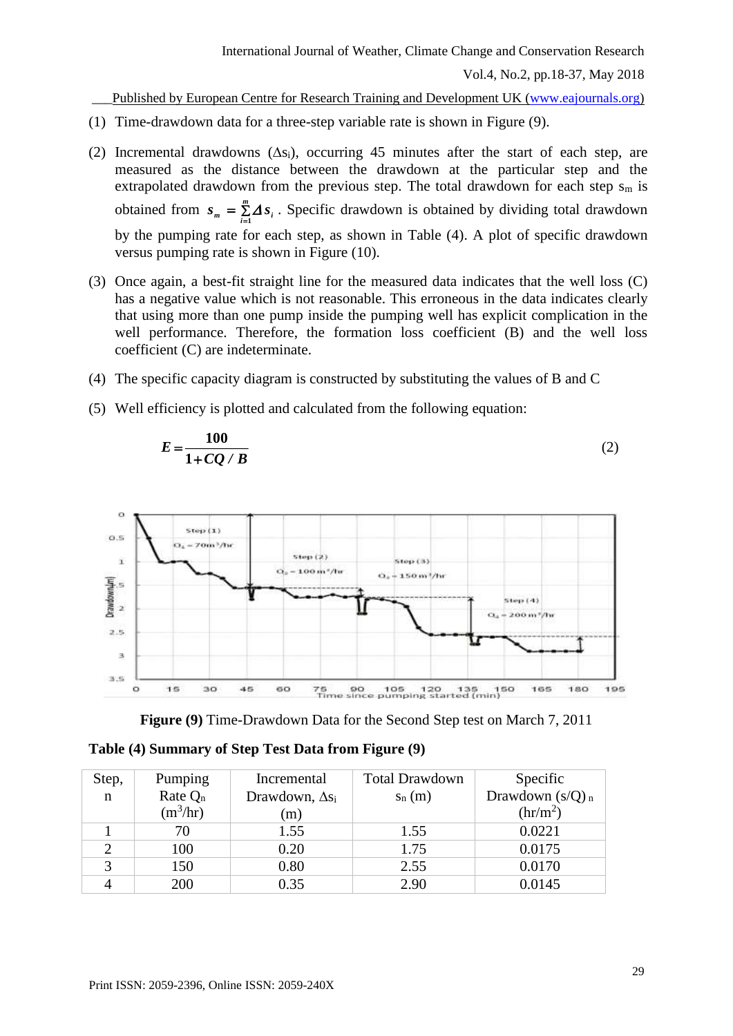(1) Time-drawdown data for a three-step variable rate is shown in Figure (9).

(2) Incremental drawdowns ($\Delta s_i$), occurring 45 minutes after the start of each step, are measured as the distance between the drawdown at the particular step and the extrapolated drawdown from the previous step. The total drawdown for each step $s_m$ is obtained from $s_m = \sum_{i=1}^{m} \Delta s_i$ . Specific drawdown is obtained by dividing total drawdown by the pumping rate for each step, as shown in Table (4). A plot of specific drawdown versus pumping rate is shown in Figure (10).

(3) Once again, a best-fit straight line for the measured data indicates that the well loss (C) has a negative value which is not reasonable. This erroneous in the data indicates clearly that using more than one pump inside the pumping well has explicit complication in the well performance. Therefore, the formation loss coefficient (B) and the well loss coefficient (C) are indeterminate.

(4) The specific capacity diagram is constructed by substituting the values of B and C

(5) Well efficiency is plotted and calculated from the following equation:

$$E = \frac{100}{1 + CQ / B} \tag{2}$$

**Figure (9)** Time-Drawdown Data for the Second Step test on March 7, 2011

**Table (4) Summary of Step Test Data from Figure (9)**

| Step, n | Pumping Rate $Q_n$ ($m^3$/hr) | Incremental Drawdown, $\Delta s_i$ (m) | Total Drawdown $s_n$ (m) | Specific Drawdown $(s/Q)_n$ (hr/$m^2$) |
|---|---|---|---|---|
| 1 | 70 | 1.55 | 1.55 | 0.0221 |
| 2 | 100 | 0.20 | 1.75 | 0.0175 |
| 3 | 150 | 0.80 | 2.55 | 0.0170 |
| 4 | 200 | 0.35 | 2.90 | 0.0145 |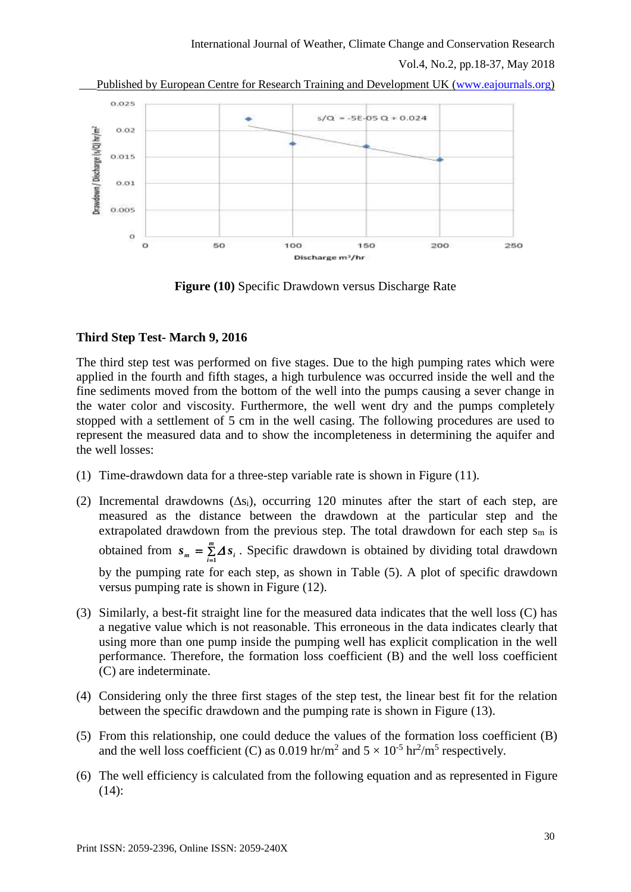Figure (10) Specific Drawdown versus Discharge Rate

### Third Step Test- March 9, 2016

The third step test was performed on five stages. Due to the high pumping rates which were applied in the fourth and fifth stages, a high turbulence was occurred inside the well and the fine sediments moved from the bottom of the well into the pumps causing a sever change in the water color and viscosity. Furthermore, the well went dry and the pumps completely stopped with a settlement of 5 cm in the well casing. The following procedures are used to represent the measured data and to show the incompleteness in determining the aquifer and the well losses:

(1) Time-drawdown data for a three-step variable rate is shown in Figure (11).

(2) Incremental drawdowns ($\Delta s_i$), occurring 120 minutes after the start of each step, are measured as the distance between the drawdown at the particular step and the extrapolated drawdown from the previous step. The total drawdown for each step $s_m$ is obtained from $s_m = \sum_{i=1}^{m} \Delta s_i$. Specific drawdown is obtained by dividing total drawdown by the pumping rate for each step, as shown in Table (5). A plot of specific drawdown versus pumping rate is shown in Figure (12).

(3) Similarly, a best-fit straight line for the measured data indicates that the well loss (C) has a negative value which is not reasonable. This erroneous in the data indicates clearly that using more than one pump inside the pumping well has explicit complication in the well performance. Therefore, the formation loss coefficient (B) and the well loss coefficient (C) are indeterminate.

(4) Considering only the three first stages of the step test, the linear best fit for the relation between the specific drawdown and the pumping rate is shown in Figure (13).

(5) From this relationship, one could deduce the values of the formation loss coefficient (B) and the well loss coefficient (C) as 0.019 hr/m$^2$ and $5 \times 10^{-5}$ hr$^2$/m$^5$ respectively.

(6) The well efficiency is calculated from the following equation and as represented in Figure (14):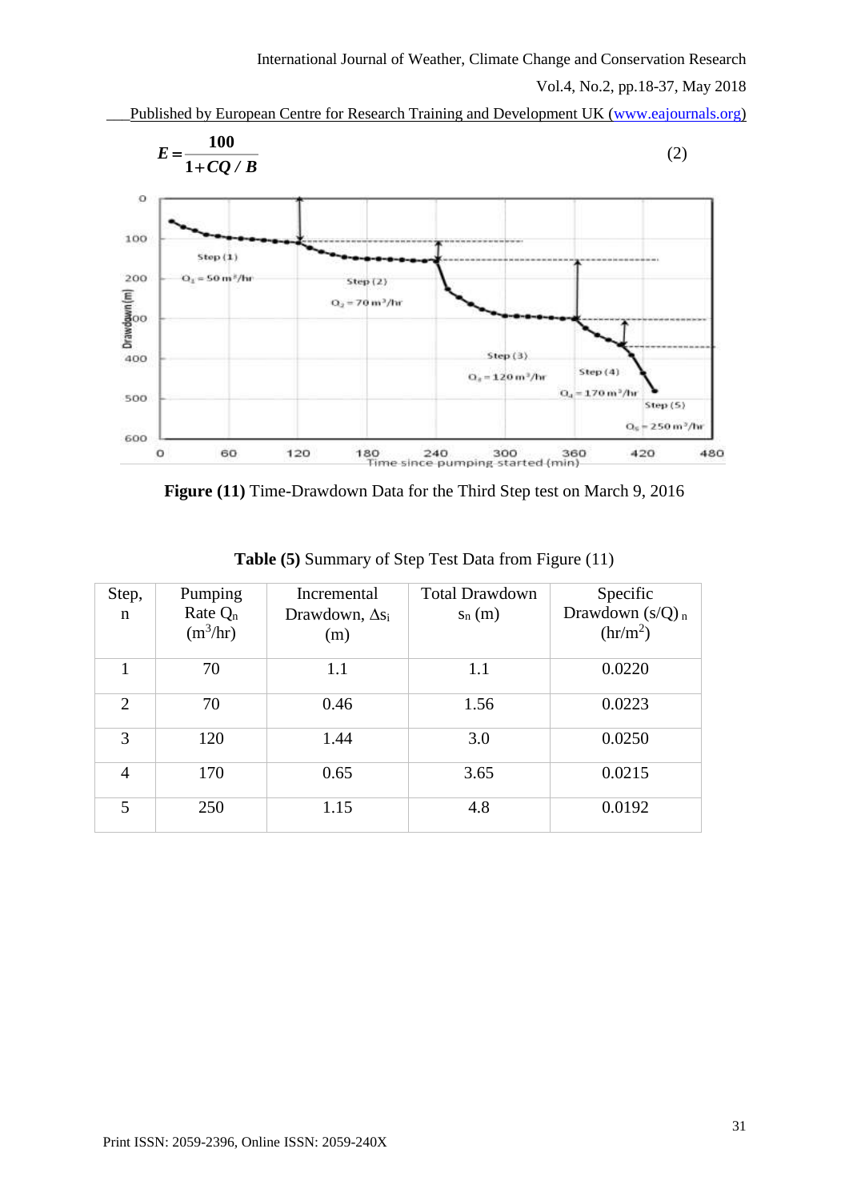$$E = \frac{100}{1 + CQ / B} \quad (2)$$

**Figure (11)** Time-Drawdown Data for the Third Step test on March 9, 2016

**Table (5)** Summary of Step Test Data from Figure (11)

| Step, n | Pumping Rate $Q_n$ ($m^3$/hr) | Incremental Drawdown, $\Delta s_i$ (m) | Total Drawdown $s_n$ (m) | Specific Drawdown $(s/Q)_n$ (hr/$m^2$) |
|---|---|---|---|---|
| 1 | 70 | 1.1 | 1.1 | 0.0220 |
| 2 | 70 | 0.46 | 1.56 | 0.0223 |
| 3 | 120 | 1.44 | 3.0 | 0.0250 |
| 4 | 170 | 0.65 | 3.65 | 0.0215 |
| 5 | 250 | 1.15 | 4.8 | 0.0192 |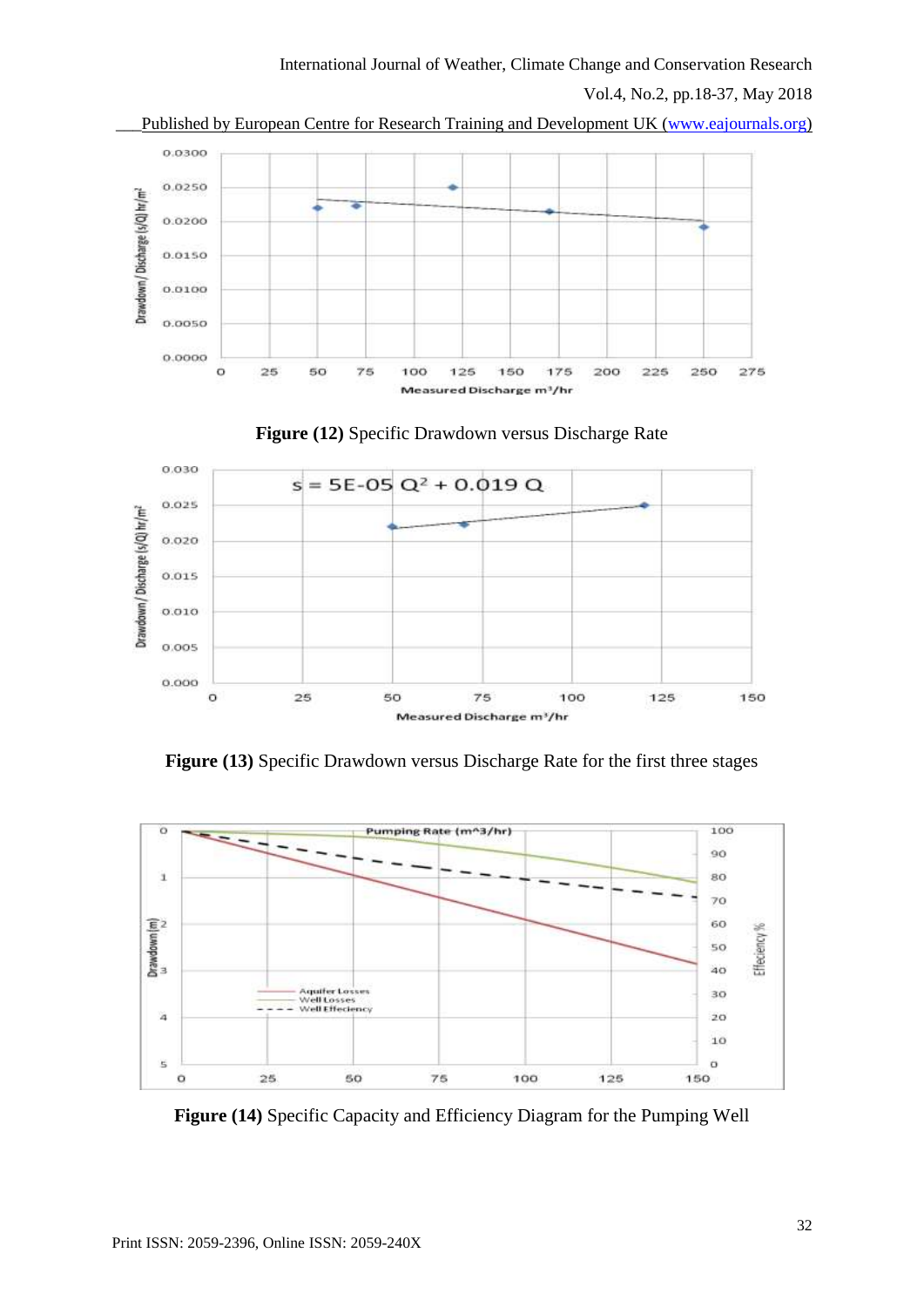**Figure (12)** Specific Drawdown versus Discharge Rate

$s = 5E\text{-}05\ Q^2 + 0.019\ Q$

**Figure (13)** Specific Drawdown versus Discharge Rate for the first three stages

**Figure (14)** Specific Capacity and Efficiency Diagram for the Pumping Well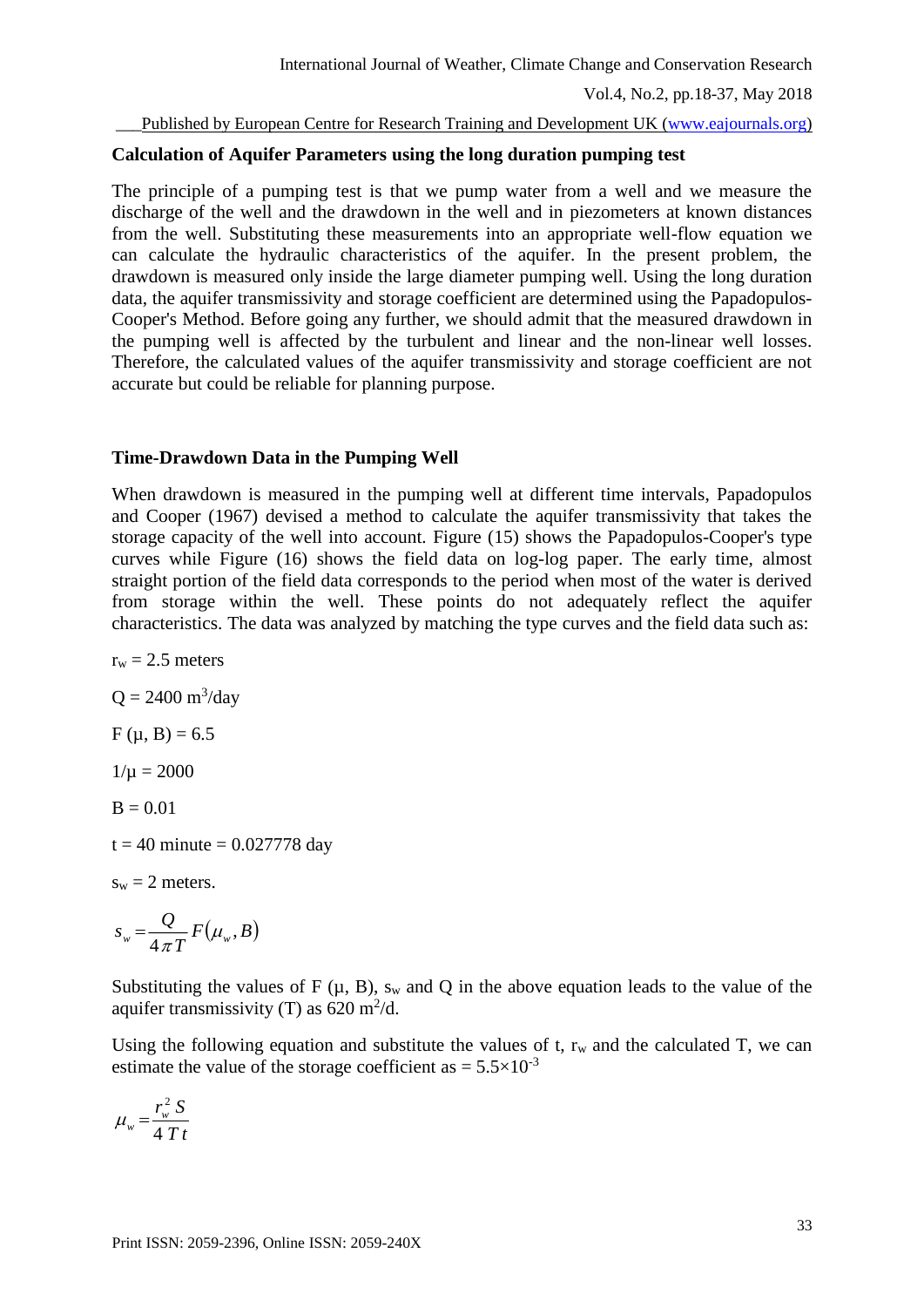### Calculation of Aquifer Parameters using the long duration pumping test

The principle of a pumping test is that we pump water from a well and we measure the discharge of the well and the drawdown in the well and in piezometers at known distances from the well. Substituting these measurements into an appropriate well-flow equation we can calculate the hydraulic characteristics of the aquifer. In the present problem, the drawdown is measured only inside the large diameter pumping well. Using the long duration data, the aquifer transmissivity and storage coefficient are determined using the Papadopulos-Cooper's Method. Before going any further, we should admit that the measured drawdown in the pumping well is affected by the turbulent and linear and the non-linear well losses. Therefore, the calculated values of the aquifer transmissivity and storage coefficient are not accurate but could be reliable for planning purpose.

### Time-Drawdown Data in the Pumping Well

When drawdown is measured in the pumping well at different time intervals, Papadopulos and Cooper (1967) devised a method to calculate the aquifer transmissivity that takes the storage capacity of the well into account. Figure (15) shows the Papadopulos-Cooper's type curves while Figure (16) shows the field data on log-log paper. The early time, almost straight portion of the field data corresponds to the period when most of the water is derived from storage within the well. These points do not adequately reflect the aquifer characteristics. The data was analyzed by matching the type curves and the field data such as:

$r_w = 2.5$ meters

$Q = 2400\ m^3/day$

$F(\mu, B) = 6.5$

$1/\mu = 2000$

$B = 0.01$

$t = 40$ minute $= 0.027778$ day

$s_w = 2$ meters.

$$s_w = \frac{Q}{4\pi T} F(\mu_w, B)$$

Substituting the values of $F(\mu, B)$, $s_w$ and $Q$ in the above equation leads to the value of the aquifer transmissivity (T) as $620\ m^2/d$.

Using the following equation and substitute the values of t, $r_w$ and the calculated T, we can estimate the value of the storage coefficient as $= 5.5\times10^{-3}$

$$\mu_w = \frac{r_w^2 S}{4\,T\,t}$$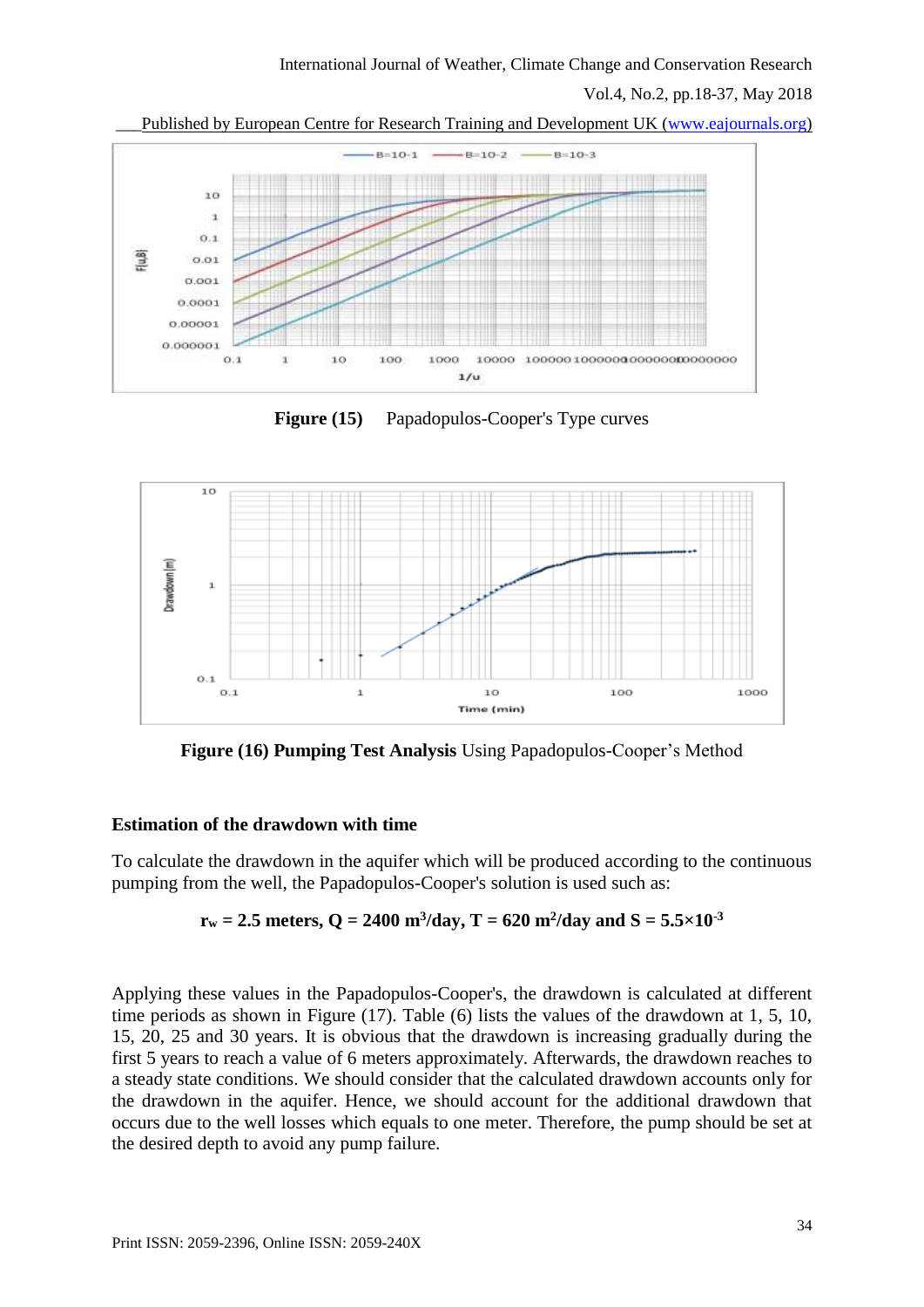Figure (15) Papadopulos-Cooper's Type curves

Figure (16) **Pumping Test Analysis** Using Papadopulos-Cooper's Method

### Estimation of the drawdown with time

To calculate the drawdown in the aquifer which will be produced according to the continuous pumping from the well, the Papadopulos-Cooper's solution is used such as:

$$r_w = 2.5 \text{ meters, } Q = 2400 \text{ m}^3\text{/day, } T = 620 \text{ m}^2\text{/day and } S = 5.5\times10^{-3}$$

Applying these values in the Papadopulos-Cooper's, the drawdown is calculated at different time periods as shown in Figure (17). Table (6) lists the values of the drawdown at 1, 5, 10, 15, 20, 25 and 30 years. It is obvious that the drawdown is increasing gradually during the first 5 years to reach a value of 6 meters approximately. Afterwards, the drawdown reaches to a steady state conditions. We should consider that the calculated drawdown accounts only for the drawdown in the aquifer. Hence, we should account for the additional drawdown that occurs due to the well losses which equals to one meter. Therefore, the pump should be set at the desired depth to avoid any pump failure.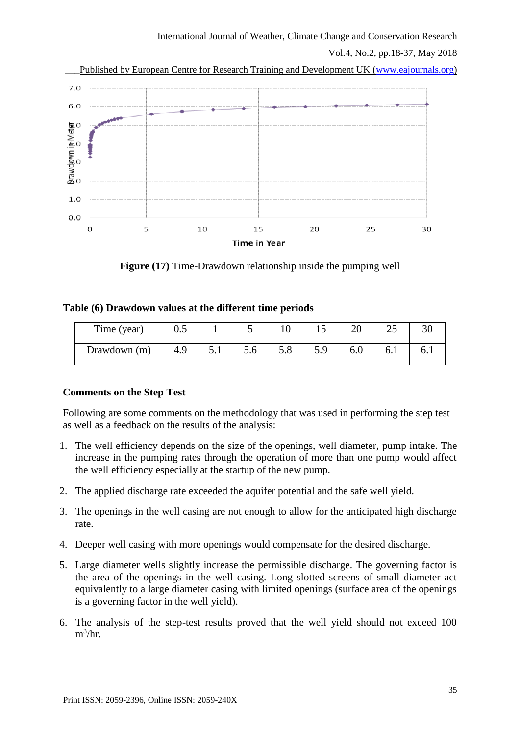**Figure (17)** Time-Drawdown relationship inside the pumping well

**Table (6) Drawdown values at the different time periods**

| Time (year) | 0.5 | 1 | 5 | 10 | 15 | 20 | 25 | 30 |
|---|---|---|---|---|---|---|---|---|
| Drawdown (m) | 4.9 | 5.1 | 5.6 | 5.8 | 5.9 | 6.0 | 6.1 | 6.1 |

### Comments on the Step Test

Following are some comments on the methodology that was used in performing the step test as well as a feedback on the results of the analysis:

1. The well efficiency depends on the size of the openings, well diameter, pump intake. The increase in the pumping rates through the operation of more than one pump would affect the well efficiency especially at the startup of the new pump.
2. The applied discharge rate exceeded the aquifer potential and the safe well yield.
3. The openings in the well casing are not enough to allow for the anticipated high discharge rate.
4. Deeper well casing with more openings would compensate for the desired discharge.
5. Large diameter wells slightly increase the permissible discharge. The governing factor is the area of the openings in the well casing. Long slotted screens of small diameter act equivalently to a large diameter casing with limited openings (surface area of the openings is a governing factor in the well yield).
6. The analysis of the step-test results proved that the well yield should not exceed 100 $m^3$/hr.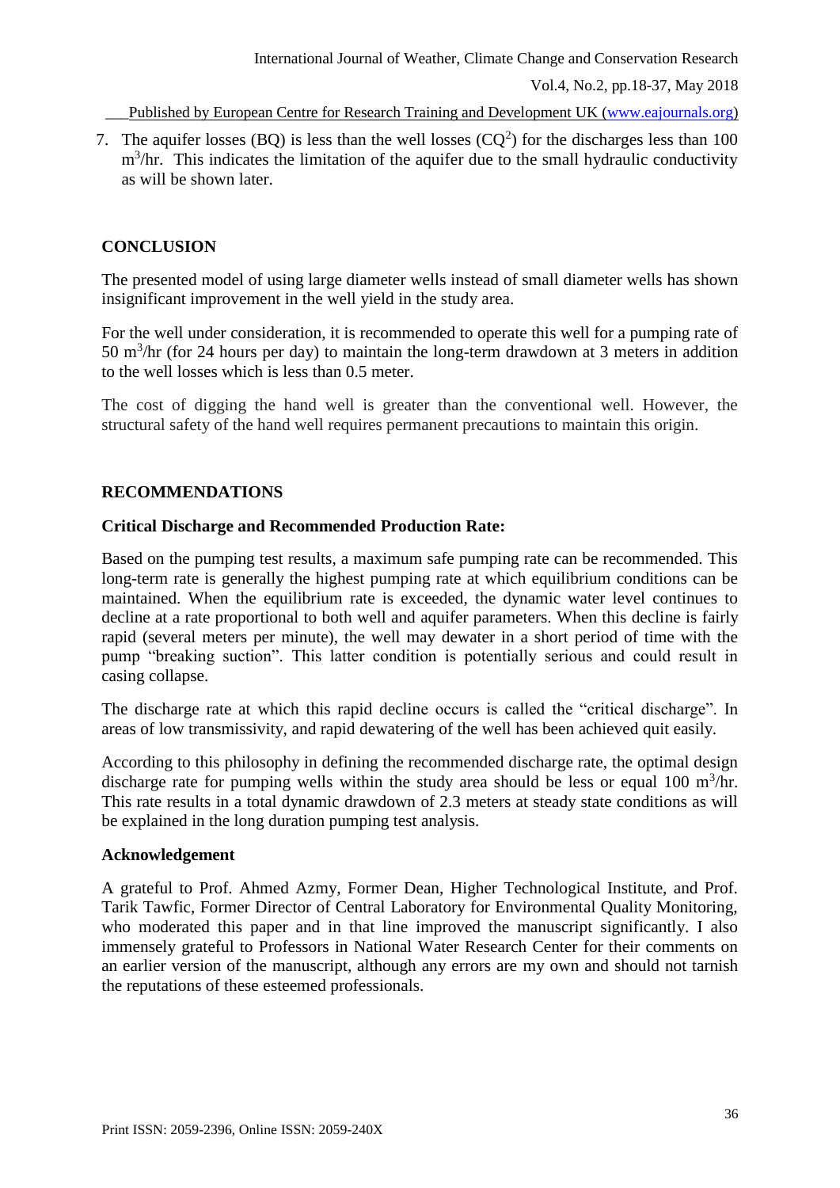7. The aquifer losses (BQ) is less than the well losses ($CQ^2$) for the discharges less than 100 $m^3$/hr. This indicates the limitation of the aquifer due to the small hydraulic conductivity as will be shown later.

## CONCLUSION

The presented model of using large diameter wells instead of small diameter wells has shown insignificant improvement in the well yield in the study area.

For the well under consideration, it is recommended to operate this well for a pumping rate of 50 $m^3$/hr (for 24 hours per day) to maintain the long-term drawdown at 3 meters in addition to the well losses which is less than 0.5 meter.

The cost of digging the hand well is greater than the conventional well. However, the structural safety of the hand well requires permanent precautions to maintain this origin.

## RECOMMENDATIONS

### Critical Discharge and Recommended Production Rate:

Based on the pumping test results, a maximum safe pumping rate can be recommended. This long-term rate is generally the highest pumping rate at which equilibrium conditions can be maintained. When the equilibrium rate is exceeded, the dynamic water level continues to decline at a rate proportional to both well and aquifer parameters. When this decline is fairly rapid (several meters per minute), the well may dewater in a short period of time with the pump "breaking suction". This latter condition is potentially serious and could result in casing collapse.

The discharge rate at which this rapid decline occurs is called the "critical discharge". In areas of low transmissivity, and rapid dewatering of the well has been achieved quit easily.

According to this philosophy in defining the recommended discharge rate, the optimal design discharge rate for pumping wells within the study area should be less or equal 100 $m^3$/hr. This rate results in a total dynamic drawdown of 2.3 meters at steady state conditions as will be explained in the long duration pumping test analysis.

### Acknowledgement

A grateful to Prof. Ahmed Azmy, Former Dean, Higher Technological Institute, and Prof. Tarik Tawfic, Former Director of Central Laboratory for Environmental Quality Monitoring, who moderated this paper and in that line improved the manuscript significantly. I also immensely grateful to Professors in National Water Research Center for their comments on an earlier version of the manuscript, although any errors are my own and should not tarnish the reputations of these esteemed professionals.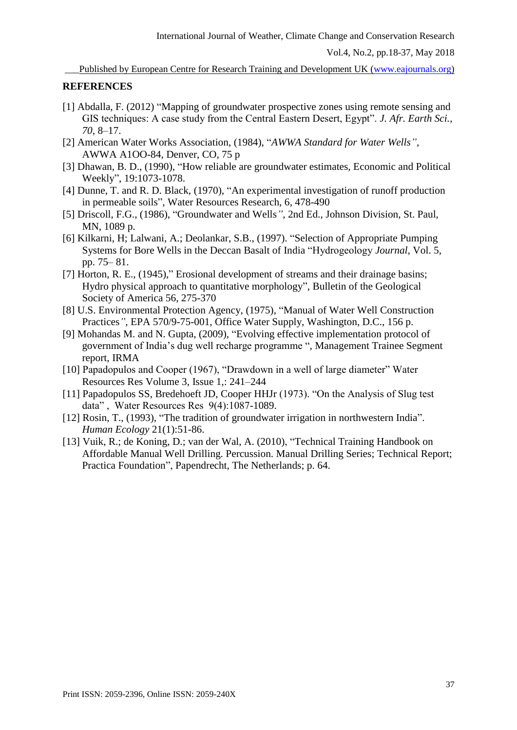## REFERENCES

[1] Abdalla, F. (2012) "Mapping of groundwater prospective zones using remote sensing and GIS techniques: A case study from the Central Eastern Desert, Egypt". *J. Afr. Earth Sci.*, *70*, 8–17.

[2] American Water Works Association, (1984), "*AWWA Standard for Water Wells",* AWWA A1OO-84, Denver, CO, 75 p

[3] Dhawan, B. D., (1990), "How reliable are groundwater estimates, Economic and Political Weekly", 19:1073-1078.

[4] Dunne, T. and R. D. Black, (1970), "An experimental investigation of runoff production in permeable soils", Water Resources Research, 6, 478-490

[5] Driscoll, F.G., (1986), "Groundwater and Wells*",* 2nd Ed., Johnson Division, St. Paul, MN, 1089 p.

[6] Kilkarni, H; Lalwani, A.; Deolankar, S.B., (1997). "Selection of Appropriate Pumping Systems for Bore Wells in the Deccan Basalt of India "Hydrogeology *Journal*, Vol. 5, pp. 75– 81.

[7] Horton, R. E., (1945)," Erosional development of streams and their drainage basins; Hydro physical approach to quantitative morphology", Bulletin of the Geological Society of America 56, 275-370

[8] U.S. Environmental Protection Agency, (1975), "Manual of Water Well Construction Practices*",* EPA 570/9-75-001, Office Water Supply, Washington, D.C., 156 p.

[9] Mohandas M. and N. Gupta, (2009), "Evolving effective implementation protocol of government of India's dug well recharge programme ", Management Trainee Segment report, IRMA

[10] Papadopulos and Cooper (1967), "Drawdown in a well of large diameter" Water Resources Res Volume 3, Issue 1,: 241–244

[11] Papadopulos SS, Bredehoeft JD, Cooper HHJr (1973). "On the Analysis of Slug test data" , Water Resources Res 9(4):1087-1089.

[12] Rosin, T., (1993), "The tradition of groundwater irrigation in northwestern India". *Human Ecology* 21(1):51-86.

[13] Vuik, R.; de Koning, D.; van der Wal, A. (2010), "Technical Training Handbook on Affordable Manual Well Drilling. Percussion. Manual Drilling Series; Technical Report; Practica Foundation", Papendrecht, The Netherlands; p. 64.